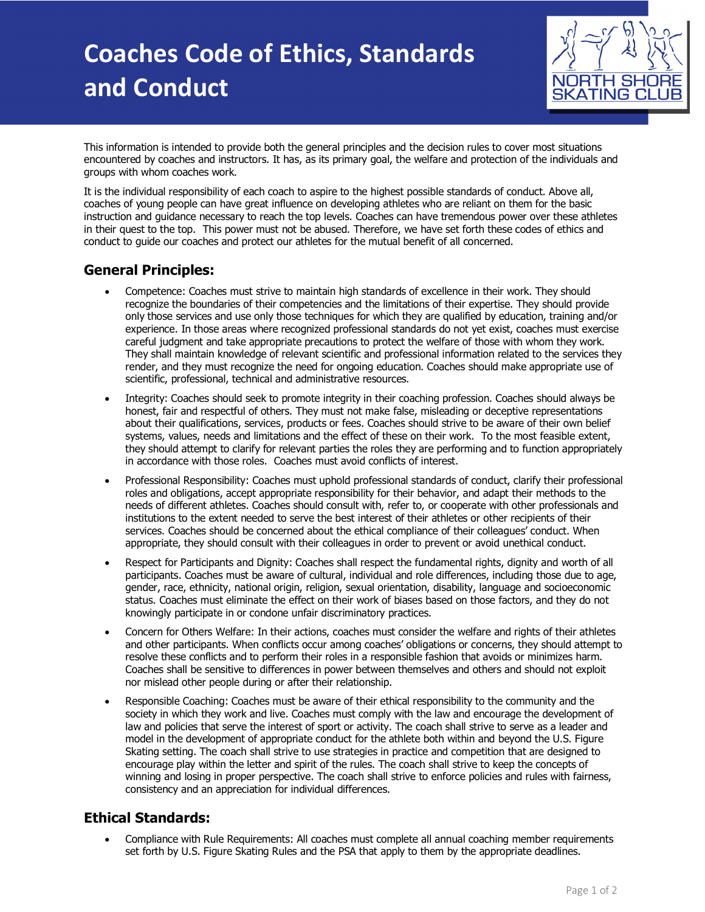# Coaches Code of Ethics, Standards and Conduct

This information is intended to provide both the general principles and the decision rules to cover most situations encountered by coaches and instructors. It has, as its primary goal, the welfare and protection of the individuals and groups with whom coaches work.

It is the individual responsibility of each coach to aspire to the highest possible standards of conduct. Above all, coaches of young people can have great influence on developing athletes who are reliant on them for the basic instruction and guidance necessary to reach the top levels. Coaches can have tremendous power over these athletes in their quest to the top. This power must not be abused. Therefore, we have set forth these codes of ethics and conduct to guide our coaches and protect our athletes for the mutual benefit of all concerned.

## General Principles:

- Competence: Coaches must strive to maintain high standards of excellence in their work. They should recognize the boundaries of their competencies and the limitations of their expertise. They should provide only those services and use only those techniques for which they are qualified by education, training and/or experience. In those areas where recognized professional standards do not yet exist, coaches must exercise careful judgment and take appropriate precautions to protect the welfare of those with whom they work. They shall maintain knowledge of relevant scientific and professional information related to the services they render, and they must recognize the need for ongoing education. Coaches should make appropriate use of scientific, professional, technical and administrative resources.
- Integrity: Coaches should seek to promote integrity in their coaching profession. Coaches should always be honest, fair and respectful of others. They must not make false, misleading or deceptive representations about their qualifications, services, products or fees. Coaches should strive to be aware of their own belief systems, values, needs and limitations and the effect of these on their work. To the most feasible extent, they should attempt to clarify for relevant parties the roles they are performing and to function appropriately in accordance with those roles. Coaches must avoid conflicts of interest.
- Professional Responsibility: Coaches must uphold professional standards of conduct, clarify their professional roles and obligations, accept appropriate responsibility for their behavior, and adapt their methods to the needs of different athletes. Coaches should consult with, refer to, or cooperate with other professionals and institutions to the extent needed to serve the best interest of their athletes or other recipients of their services. Coaches should be concerned about the ethical compliance of their colleagues' conduct. When appropriate, they should consult with their colleagues in order to prevent or avoid unethical conduct.
- Respect for Participants and Dignity: Coaches shall respect the fundamental rights, dignity and worth of all participants. Coaches must be aware of cultural, individual and role differences, including those due to age, gender, race, ethnicity, national origin, religion, sexual orientation, disability, language and socioeconomic status. Coaches must eliminate the effect on their work of biases based on those factors, and they do not knowingly participate in or condone unfair discriminatory practices.
- Concern for Others Welfare: In their actions, coaches must consider the welfare and rights of their athletes and other participants. When conflicts occur among coaches' obligations or concerns, they should attempt to resolve these conflicts and to perform their roles in a responsible fashion that avoids or minimizes harm. Coaches shall be sensitive to differences in power between themselves and others and should not exploit nor mislead other people during or after their relationship.
- Responsible Coaching: Coaches must be aware of their ethical responsibility to the community and the society in which they work and live. Coaches must comply with the law and encourage the development of law and policies that serve the interest of sport or activity. The coach shall strive to serve as a leader and model in the development of appropriate conduct for the athlete both within and beyond the U.S. Figure Skating setting. The coach shall strive to use strategies in practice and competition that are designed to encourage play within the letter and spirit of the rules. The coach shall strive to keep the concepts of winning and losing in proper perspective. The coach shall strive to enforce policies and rules with fairness, consistency and an appreciation for individual differences.

## Ethical Standards:

- Compliance with Rule Requirements: All coaches must complete all annual coaching member requirements set forth by U.S. Figure Skating Rules and the PSA that apply to them by the appropriate deadlines.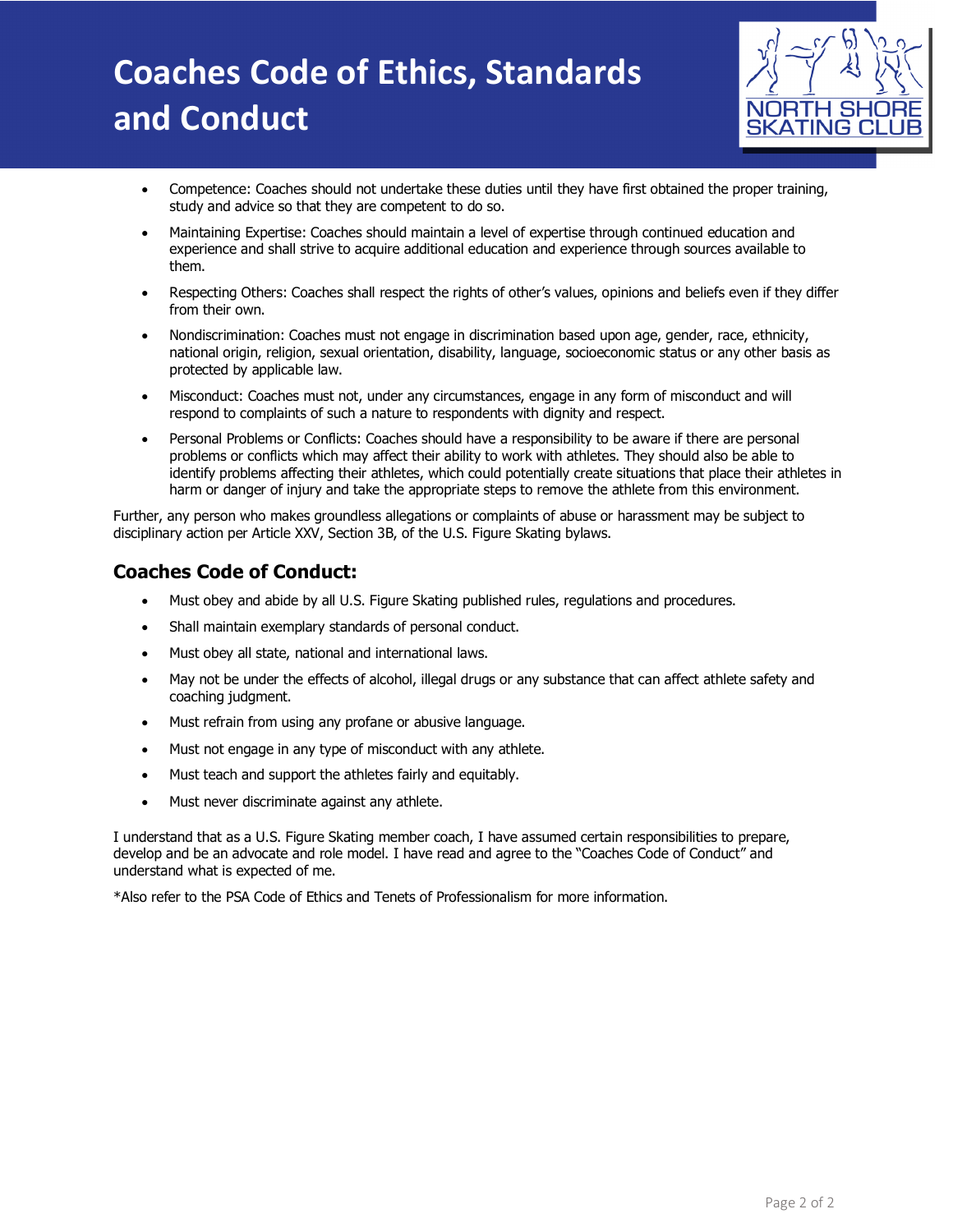# Coaches Code of Ethics, Standards and Conduct

- Competence: Coaches should not undertake these duties until they have first obtained the proper training, study and advice so that they are competent to do so.
- Maintaining Expertise: Coaches should maintain a level of expertise through continued education and experience and shall strive to acquire additional education and experience through sources available to them.
- Respecting Others: Coaches shall respect the rights of other's values, opinions and beliefs even if they differ from their own.
- Nondiscrimination: Coaches must not engage in discrimination based upon age, gender, race, ethnicity, national origin, religion, sexual orientation, disability, language, socioeconomic status or any other basis as protected by applicable law.
- Misconduct: Coaches must not, under any circumstances, engage in any form of misconduct and will respond to complaints of such a nature to respondents with dignity and respect.
- Personal Problems or Conflicts: Coaches should have a responsibility to be aware if there are personal problems or conflicts which may affect their ability to work with athletes. They should also be able to identify problems affecting their athletes, which could potentially create situations that place their athletes in harm or danger of injury and take the appropriate steps to remove the athlete from this environment.

Further, any person who makes groundless allegations or complaints of abuse or harassment may be subject to disciplinary action per Article XXV, Section 3B, of the U.S. Figure Skating bylaws.

## Coaches Code of Conduct:

- Must obey and abide by all U.S. Figure Skating published rules, regulations and procedures.
- Shall maintain exemplary standards of personal conduct.
- Must obey all state, national and international laws.
- May not be under the effects of alcohol, illegal drugs or any substance that can affect athlete safety and coaching judgment.
- Must refrain from using any profane or abusive language.
- Must not engage in any type of misconduct with any athlete.
- Must teach and support the athletes fairly and equitably.
- Must never discriminate against any athlete.

I understand that as a U.S. Figure Skating member coach, I have assumed certain responsibilities to prepare, develop and be an advocate and role model. I have read and agree to the "Coaches Code of Conduct" and understand what is expected of me.

*Also refer to the PSA Code of Ethics and Tenets of Professionalism for more information.